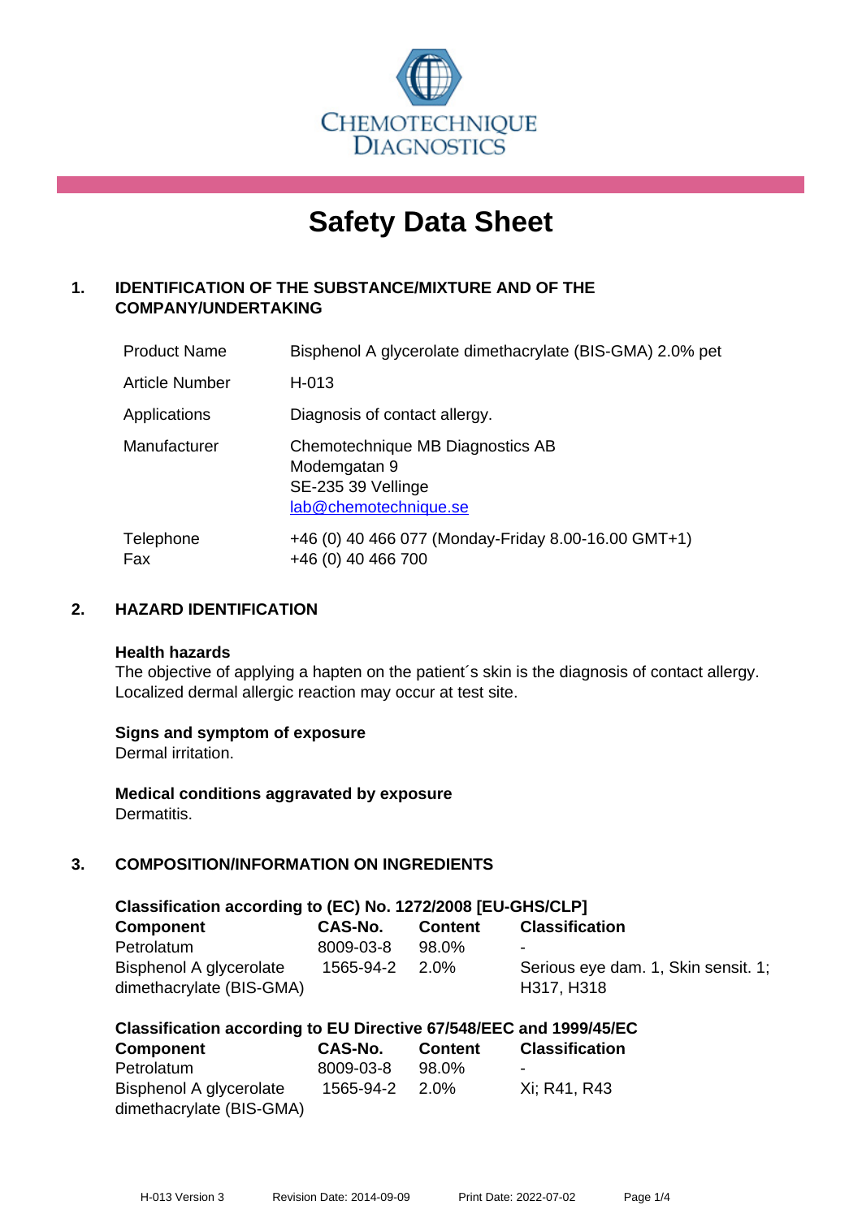CHEMOTECHNIQUE DIAGNOSTICS

# Safety Data Sheet

## 1. IDENTIFICATION OF THE SUBSTANCE/MIXTURE AND OF THE COMPANY/UNDERTAKING

| | |
|---|---|
| Product Name | Bisphenol A glycerolate dimethacrylate (BIS-GMA) 2.0% pet |
| Article Number | H-013 |
| Applications | Diagnosis of contact allergy. |
| Manufacturer | Chemotechnique MB Diagnostics AB<br>Modemgatan 9<br>SE-235 39 Vellinge<br>lab@chemotechnique.se |
| Telephone<br>Fax | +46 (0) 40 466 077 (Monday-Friday 8.00-16.00 GMT+1)<br>+46 (0) 40 466 700 |

## 2. HAZARD IDENTIFICATION

**Health hazards**
The objective of applying a hapten on the patient´s skin is the diagnosis of contact allergy. Localized dermal allergic reaction may occur at test site.

**Signs and symptom of exposure**
Dermal irritation.

**Medical conditions aggravated by exposure**
Dermatitis.

## 3. COMPOSITION/INFORMATION ON INGREDIENTS

**Classification according to (EC) No. 1272/2008 [EU-GHS/CLP]**

| Component | CAS-No. | Content | Classification |
|---|---|---|---|
| Petrolatum | 8009-03-8 | 98.0% | - |
| Bisphenol A glycerolate dimethacrylate (BIS-GMA) | 1565-94-2 | 2.0% | Serious eye dam. 1, Skin sensit. 1; H317, H318 |

**Classification according to EU Directive 67/548/EEC and 1999/45/EC**

| Component | CAS-No. | Content | Classification |
|---|---|---|---|
| Petrolatum | 8009-03-8 | 98.0% | - |
| Bisphenol A glycerolate dimethacrylate (BIS-GMA) | 1565-94-2 | 2.0% | Xi; R41, R43 |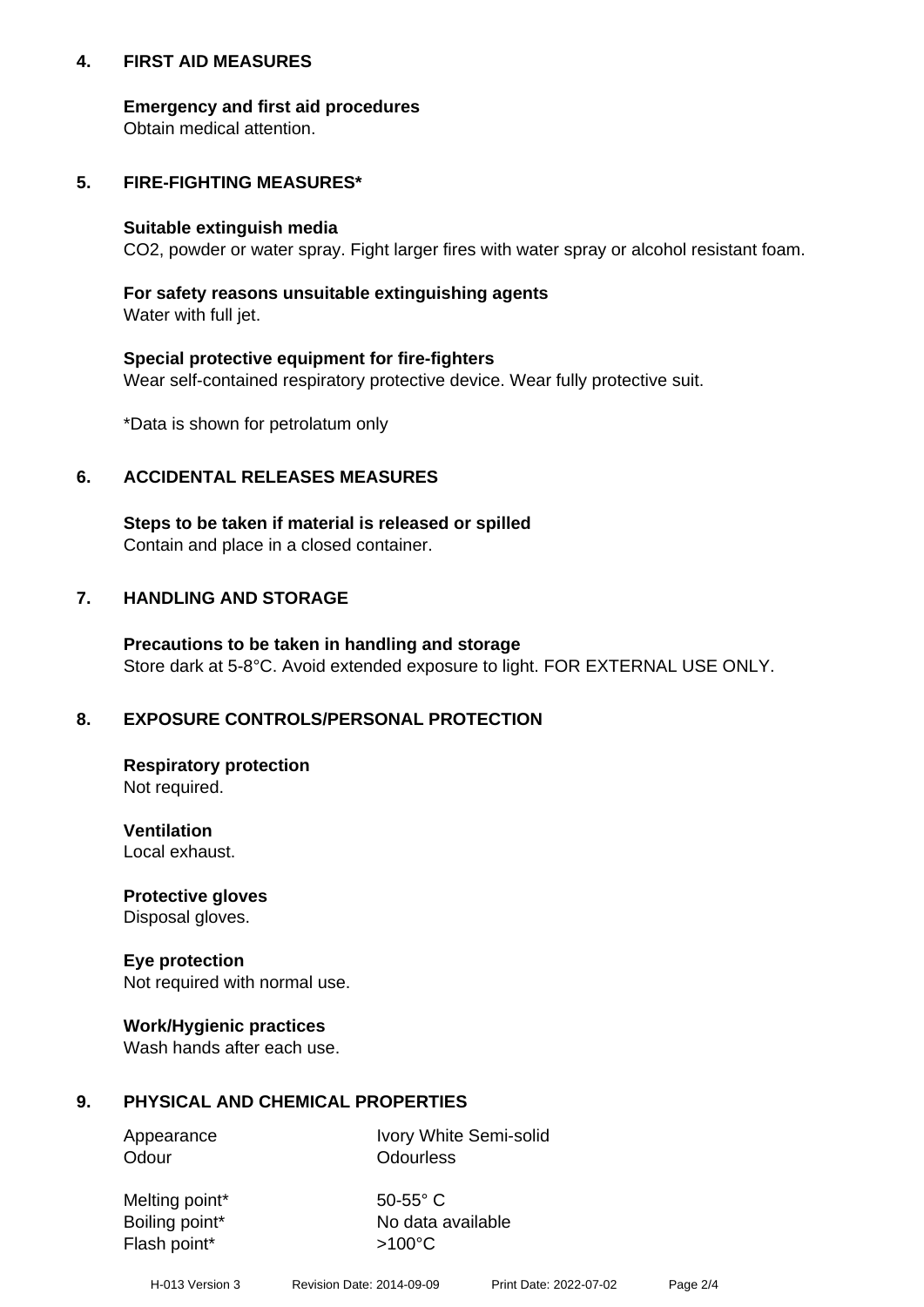## 4. FIRST AID MEASURES

**Emergency and first aid procedures**
Obtain medical attention.

## 5. FIRE-FIGHTING MEASURES*

**Suitable extinguish media**
$CO_2$, powder or water spray. Fight larger fires with water spray or alcohol resistant foam.

**For safety reasons unsuitable extinguishing agents**
Water with full jet.

**Special protective equipment for fire-fighters**
Wear self-contained respiratory protective device. Wear fully protective suit.

*Data is shown for petrolatum only

## 6. ACCIDENTAL RELEASES MEASURES

**Steps to be taken if material is released or spilled**
Contain and place in a closed container.

## 7. HANDLING AND STORAGE

**Precautions to be taken in handling and storage**
Store dark at 5-8°C. Avoid extended exposure to light. FOR EXTERNAL USE ONLY.

## 8. EXPOSURE CONTROLS/PERSONAL PROTECTION

**Respiratory protection**
Not required.

**Ventilation**
Local exhaust.

**Protective gloves**
Disposal gloves.

**Eye protection**
Not required with normal use.

**Work/Hygienic practices**
Wash hands after each use.

## 9. PHYSICAL AND CHEMICAL PROPERTIES

| | |
|---|---|
| Appearance | Ivory White Semi-solid |
| Odour | Odourless |
| Melting point* | 50-55° C |
| Boiling point* | No data available |
| Flash point* | >100°C |

H-013 Version 3 Revision Date: 2014-09-09 Print Date: 2022-07-02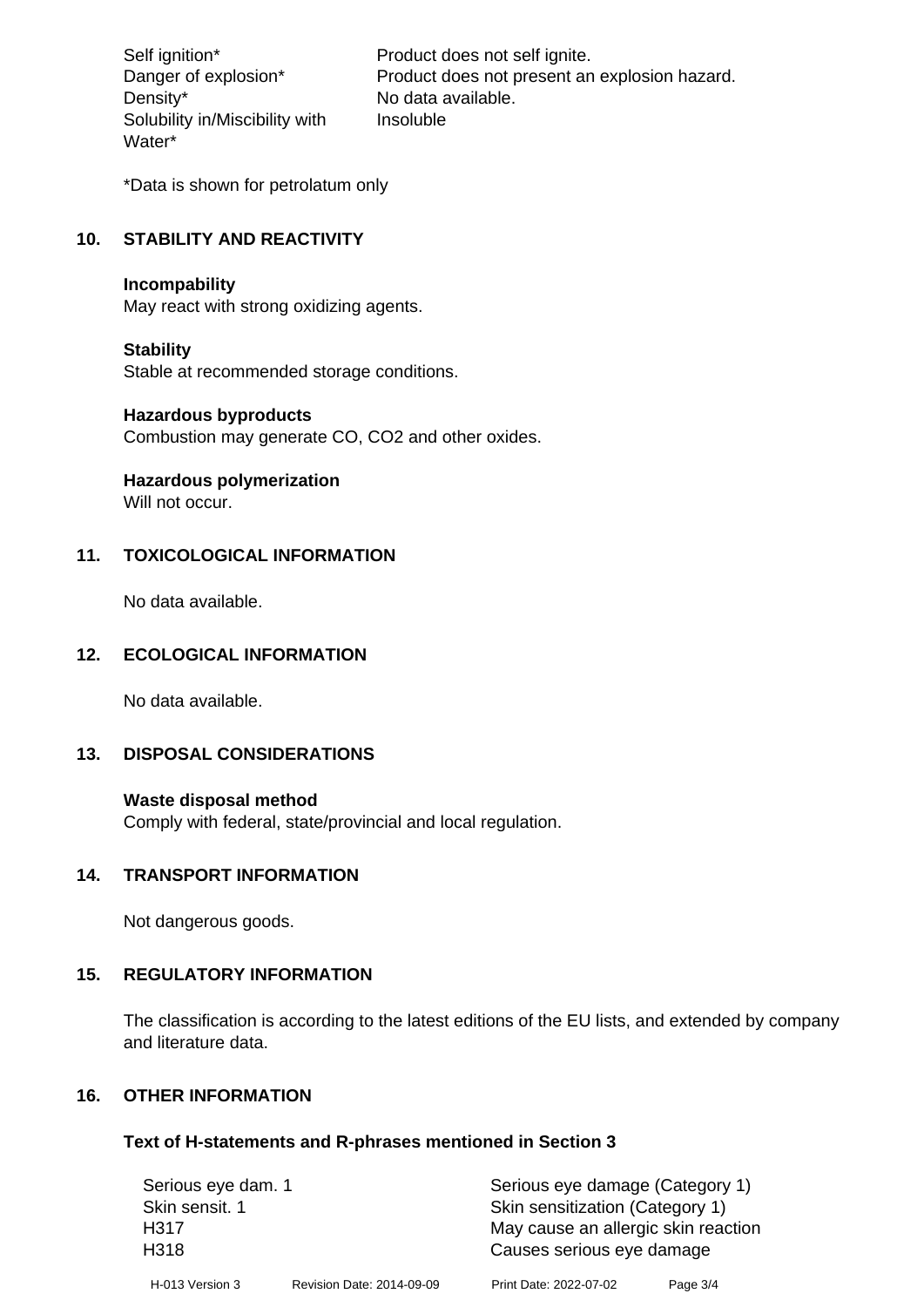| | |
|---|---|
| Self ignition* | Product does not self ignite. |
| Danger of explosion* | Product does not present an explosion hazard. |
| Density* | No data available. |
| Solubility in/Miscibility with Water* | Insoluble |

*Data is shown for petrolatum only

## 10. STABILITY AND REACTIVITY

**Incompability**
May react with strong oxidizing agents.

**Stability**
Stable at recommended storage conditions.

**Hazardous byproducts**
Combustion may generate CO, $CO_2$ and other oxides.

**Hazardous polymerization**
Will not occur.

## 11. TOXICOLOGICAL INFORMATION

No data available.

## 12. ECOLOGICAL INFORMATION

No data available.

## 13. DISPOSAL CONSIDERATIONS

**Waste disposal method**
Comply with federal, state/provincial and local regulation.

## 14. TRANSPORT INFORMATION

Not dangerous goods.

## 15. REGULATORY INFORMATION

The classification is according to the latest editions of the EU lists, and extended by company and literature data.

## 16. OTHER INFORMATION

**Text of H-statements and R-phrases mentioned in Section 3**

| | |
|---|---|
| Serious eye dam. 1 | Serious eye damage (Category 1) |
| Skin sensit. 1 | Skin sensitization (Category 1) |
| H317 | May cause an allergic skin reaction |
| H318 | Causes serious eye damage |

H-013 Version 3 Revision Date: 2014-09-09 Print Date: 2022-07-02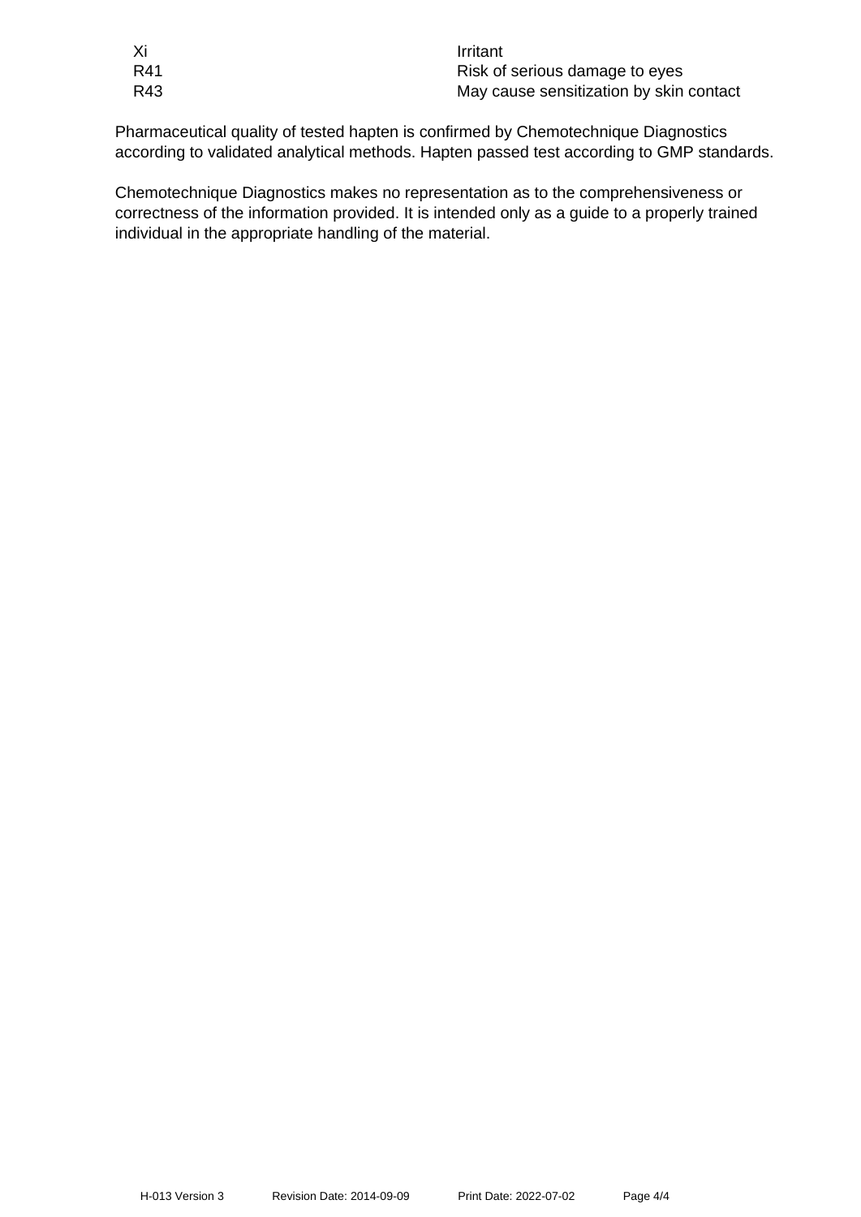| | |
|---|---|
| Xi | Irritant |
| R41 | Risk of serious damage to eyes |
| R43 | May cause sensitization by skin contact |

Pharmaceutical quality of tested hapten is confirmed by Chemotechnique Diagnostics according to validated analytical methods. Hapten passed test according to GMP standards.

Chemotechnique Diagnostics makes no representation as to the comprehensiveness or correctness of the information provided. It is intended only as a guide to a properly trained individual in the appropriate handling of the material.